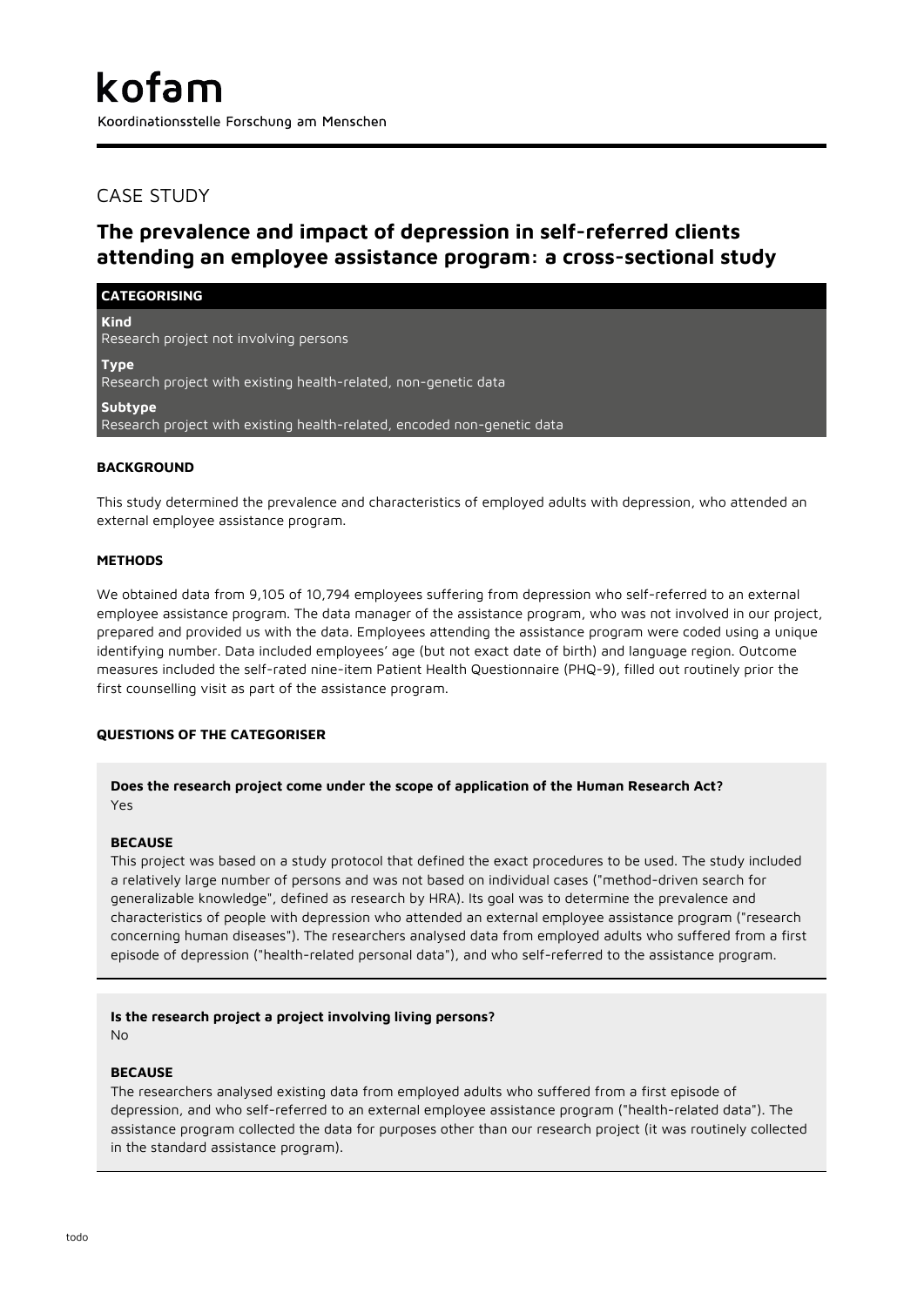# kofam

Koordinationsstelle Forschung am Menschen

## CASE STUDY

## The prevalence and impact of depression in self-referred clients attending an employee assistance program: a cross-sectional study

### CATEGORISING

**Kind**
Research project not involving persons

**Type**
Research project with existing health-related, non-genetic data

**Subtype**
Research project with existing health-related, encoded non-genetic data

### BACKGROUND

This study determined the prevalence and characteristics of employed adults with depression, who attended an external employee assistance program.

### METHODS

We obtained data from 9,105 of 10,794 employees suffering from depression who self-referred to an external employee assistance program. The data manager of the assistance program, who was not involved in our project, prepared and provided us with the data. Employees attending the assistance program were coded using a unique identifying number. Data included employees' age (but not exact date of birth) and language region. Outcome measures included the self-rated nine-item Patient Health Questionnaire (PHQ-9), filled out routinely prior the first counselling visit as part of the assistance program.

### QUESTIONS OF THE CATEGORISER

**Does the research project come under the scope of application of the Human Research Act?**
Yes

**BECAUSE**
This project was based on a study protocol that defined the exact procedures to be used. The study included a relatively large number of persons and was not based on individual cases ("method-driven search for generalizable knowledge", defined as research by HRA). Its goal was to determine the prevalence and characteristics of people with depression who attended an external employee assistance program ("research concerning human diseases"). The researchers analysed data from employed adults who suffered from a first episode of depression ("health-related personal data"), and who self-referred to the assistance program.

**Is the research project a project involving living persons?**
No

**BECAUSE**
The researchers analysed existing data from employed adults who suffered from a first episode of depression, and who self-referred to an external employee assistance program ("health-related data"). The assistance program collected the data for purposes other than our research project (it was routinely collected in the standard assistance program).

todo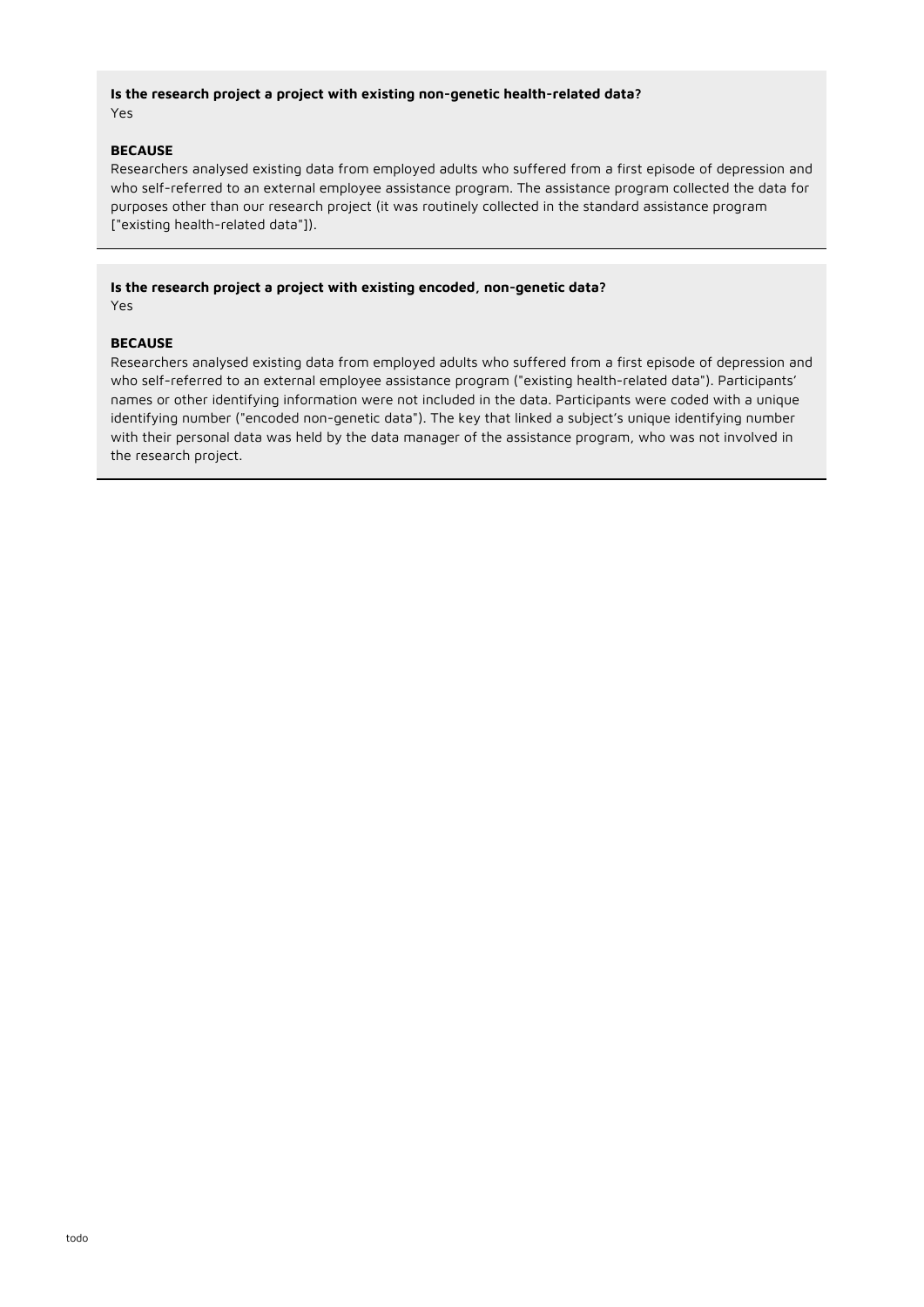**Is the research project a project with existing non-genetic health-related data?**
Yes

**BECAUSE**
Researchers analysed existing data from employed adults who suffered from a first episode of depression and who self-referred to an external employee assistance program. The assistance program collected the data for purposes other than our research project (it was routinely collected in the standard assistance program ["existing health-related data"]).

---

**Is the research project a project with existing encoded, non-genetic data?**
Yes

**BECAUSE**
Researchers analysed existing data from employed adults who suffered from a first episode of depression and who self-referred to an external employee assistance program ("existing health-related data"). Participants' names or other identifying information were not included in the data. Participants were coded with a unique identifying number ("encoded non-genetic data"). The key that linked a subject's unique identifying number with their personal data was held by the data manager of the assistance program, who was not involved in the research project.

---

todo